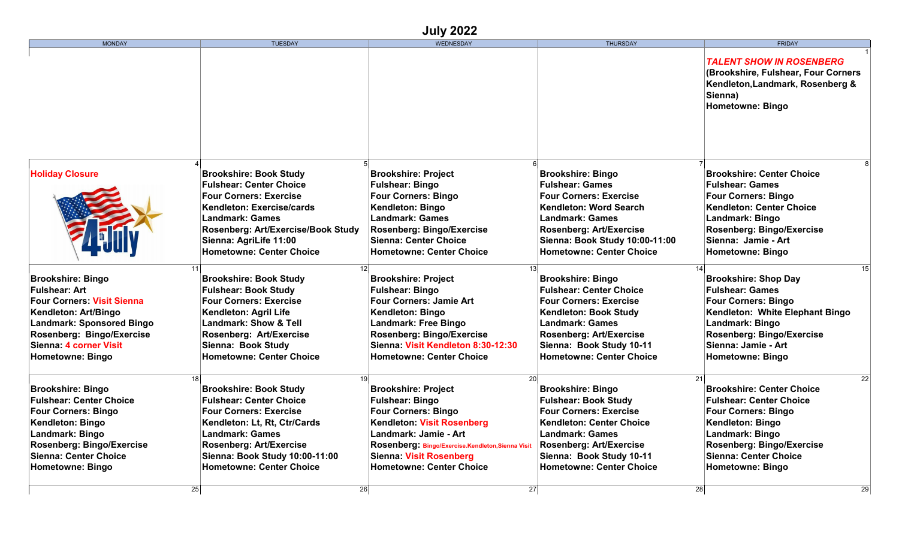# July 2022

| MONDAY | TUESDAY | WEDNESDAY | THURSDAY | FRIDAY |
|---|---|---|---|---|
| | | | | 1<br>***TALENT SHOW IN ROSENBERG***<br>**(Brookshire, Fulshear, Four Corners Kendleton,Landmark, Rosenberg & Sienna)**<br>**Hometowne: Bingo** |
| 4<br>**Holiday Closure** | 5<br>**Brookshire: Book Study**<br>**Fulshear: Center Choice**<br>**Four Corners: Exercise**<br>**Kendleton: Exercise/cards**<br>**Landmark: Games**<br>**Rosenberg: Art/Exercise/Book Study**<br>**Sienna: AgriLife 11:00**<br>**Hometowne: Center Choice** | 6<br>**Brookshire: Project**<br>**Fulshear: Bingo**<br>**Four Corners: Bingo**<br>**Kendleton: Bingo**<br>**Landmark: Games**<br>**Rosenberg: Bingo/Exercise**<br>**Sienna: Center Choice**<br>**Hometowne: Center Choice** | 7<br>**Brookshire: Bingo**<br>**Fulshear: Games**<br>**Four Corners: Exercise**<br>**Kendleton: Word Search**<br>**Landmark: Games**<br>**Rosenberg: Art/Exercise**<br>**Sienna: Book Study 10:00-11:00**<br>**Hometowne: Center Choice** | 8<br>**Brookshire: Center Choice**<br>**Fulshear: Games**<br>**Four Corners: Bingo**<br>**Kendleton: Center Choice**<br>**Landmark: Bingo**<br>**Rosenberg: Bingo/Exercise**<br>**Sienna: Jamie - Art**<br>**Hometowne: Bingo** |
| 11<br>**Brookshire: Bingo**<br>**Fulshear: Art**<br>**Four Corners: Visit Sienna**<br>**Kendleton: Art/Bingo**<br>**Landmark: Sponsored Bingo**<br>**Rosenberg: Bingo/Exercise**<br>**Sienna: 4 corner Visit**<br>**Hometowne: Bingo** | 12<br>**Brookshire: Book Study**<br>**Fulshear: Book Study**<br>**Four Corners: Exercise**<br>**Kendleton: Agril Life**<br>**Landmark: Show & Tell**<br>**Rosenberg: Art/Exercise**<br>**Sienna: Book Study**<br>**Hometowne: Center Choice** | 13<br>**Brookshire: Project**<br>**Fulshear: Bingo**<br>**Four Corners: Jamie Art**<br>**Kendleton: Bingo**<br>**Landmark: Free Bingo**<br>**Rosenberg: Bingo/Exercise**<br>**Sienna: Visit Kendleton 8:30-12:30**<br>**Hometowne: Center Choice** | 14<br>**Brookshire: Bingo**<br>**Fulshear: Center Choice**<br>**Four Corners: Exercise**<br>**Kendleton: Book Study**<br>**Landmark: Games**<br>**Rosenberg: Art/Exercise**<br>**Sienna: Book Study 10-11**<br>**Hometowne: Center Choice** | 15<br>**Brookshire: Shop Day**<br>**Fulshear: Games**<br>**Four Corners: Bingo**<br>**Kendleton: White Elephant Bingo**<br>**Landmark: Bingo**<br>**Rosenberg: Bingo/Exercise**<br>**Sienna: Jamie - Art**<br>**Hometowne: Bingo** |
| 18<br>**Brookshire: Bingo**<br>**Fulshear: Center Choice**<br>**Four Corners: Bingo**<br>**Kendleton: Bingo**<br>**Landmark: Bingo**<br>**Rosenberg: Bingo/Exercise**<br>**Sienna: Center Choice**<br>**Hometowne: Bingo** | 19<br>**Brookshire: Book Study**<br>**Fulshear: Center Choice**<br>**Four Corners: Exercise**<br>**Kendleton: Lt, Rt, Ctr/Cards**<br>**Landmark: Games**<br>**Rosenberg: Art/Exercise**<br>**Sienna: Book Study 10:00-11:00**<br>**Hometowne: Center Choice** | 20<br>**Brookshire: Project**<br>**Fulshear: Bingo**<br>**Four Corners: Bingo**<br>**Kendleton: Visit Rosenberg**<br>**Landmark: Jamie - Art**<br>**Rosenberg: Bingo/Exercise.Kendleton,Sienna Visit**<br>**Sienna: Visit Rosenberg**<br>**Hometowne: Center Choice** | 21<br>**Brookshire: Bingo**<br>**Fulshear: Book Study**<br>**Four Corners: Exercise**<br>**Kendleton: Center Choice**<br>**Landmark: Games**<br>**Rosenberg: Art/Exercise**<br>**Sienna: Book Study 10-11**<br>**Hometowne: Center Choice** | 22<br>**Brookshire: Center Choice**<br>**Fulshear: Center Choice**<br>**Four Corners: Bingo**<br>**Kendleton: Bingo**<br>**Landmark: Bingo**<br>**Rosenberg: Bingo/Exercise**<br>**Sienna: Center Choice**<br>**Hometowne: Bingo** |
| 25 | 26 | 27 | 28 | 29 |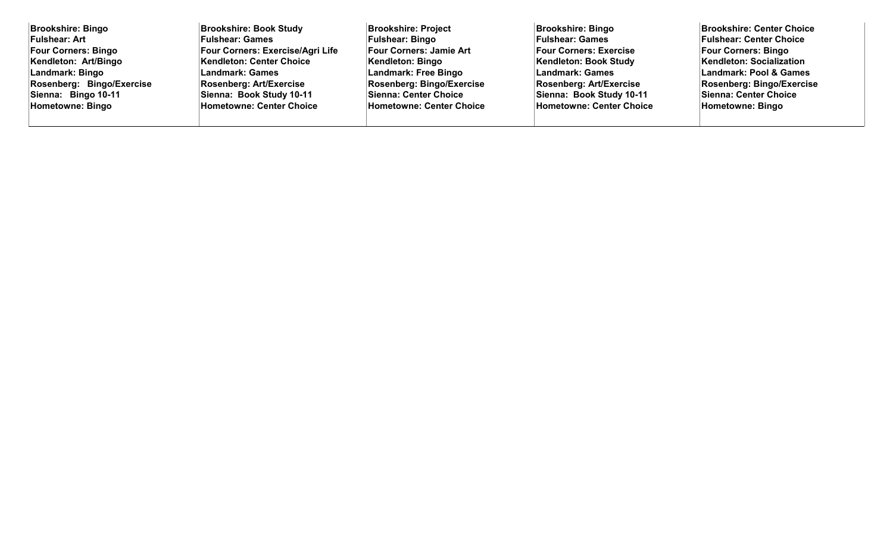| | | | | |
|---|---|---|---|---|
| **Brookshire: Bingo**<br>**Fulshear: Art**<br>**Four Corners: Bingo**<br>**Kendleton: Art/Bingo**<br>**Landmark: Bingo**<br>**Rosenberg: Bingo/Exercise**<br>**Sienna: Bingo 10-11**<br>**Hometowne: Bingo** | **Brookshire: Book Study**<br>**Fulshear: Games**<br>**Four Corners: Exercise/Agri Life**<br>**Kendleton: Center Choice**<br>**Landmark: Games**<br>**Rosenberg: Art/Exercise**<br>**Sienna: Book Study 10-11**<br>**Hometowne: Center Choice** | **Brookshire: Project**<br>**Fulshear: Bingo**<br>**Four Corners: Jamie Art**<br>**Kendleton: Bingo**<br>**Landmark: Free Bingo**<br>**Rosenberg: Bingo/Exercise**<br>**Sienna: Center Choice**<br>**Hometowne: Center Choice** | **Brookshire: Bingo**<br>**Fulshear: Games**<br>**Four Corners: Exercise**<br>**Kendleton: Book Study**<br>**Landmark: Games**<br>**Rosenberg: Art/Exercise**<br>**Sienna: Book Study 10-11**<br>**Hometowne: Center Choice** | **Brookshire: Center Choice**<br>**Fulshear: Center Choice**<br>**Four Corners: Bingo**<br>**Kendleton: Socialization**<br>**Landmark: Pool & Games**<br>**Rosenberg: Bingo/Exercise**<br>**Sienna: Center Choice**<br>**Hometowne: Bingo** |